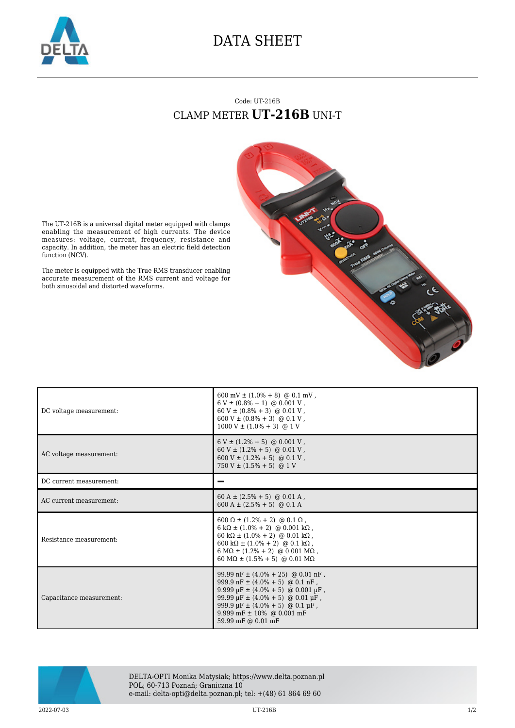# DATA SHEET

Code: UT-216B

## CLAMP METER **UT-216B** UNI-T

The UT-216B is a universal digital meter equipped with clamps enabling the measurement of high currents. The device measures: voltage, current, frequency, resistance and capacity. In addition, the meter has an electric field detection function (NCV).

The meter is equipped with the True RMS transducer enabling accurate measurement of the RMS current and voltage for both sinusoidal and distorted waveforms.

| | |
|---|---|
| DC voltage measurement: | 600 mV ± (1.0% + 8) @ 0.1 mV ,<br>6 V ± (0.8% + 1) @ 0.001 V ,<br>60 V ± (0.8% + 3) @ 0.01 V ,<br>600 V ± (0.8% + 3) @ 0.1 V ,<br>1000 V ± (1.0% + 3) @ 1 V |
| AC voltage measurement: | 6 V ± (1.2% + 5) @ 0.001 V ,<br>60 V ± (1.2% + 5) @ 0.01 V ,<br>600 V ± (1.2% + 5) @ 0.1 V ,<br>750 V ± (1.5% + 5) @ 1 V |
| DC current measurement: | – |
| AC current measurement: | 60 A ± (2.5% + 5) @ 0.01 A ,<br>600 A ± (2.5% + 5) @ 0.1 A |
| Resistance measurement: | 600 Ω ± (1.2% + 2) @ 0.1 Ω ,<br>6 kΩ ± (1.0% + 2) @ 0.001 kΩ ,<br>60 kΩ ± (1.0% + 2) @ 0.01 kΩ ,<br>600 kΩ ± (1.0% + 2) @ 0.1 kΩ ,<br>6 MΩ ± (1.2% + 2) @ 0.001 MΩ ,<br>60 MΩ ± (1.5% + 5) @ 0.01 MΩ |
| Capacitance measurement: | 99.99 nF ± (4.0% + 25) @ 0.01 nF ,<br>999.9 nF ± (4.0% + 5) @ 0.1 nF ,<br>9.999 µF ± (4.0% + 5) @ 0.001 µF ,<br>99.99 µF ± (4.0% + 5) @ 0.01 µF ,<br>999.9 µF ± (4.0% + 5) @ 0.1 µF ,<br>9.999 mF ± 10% @ 0.001 mF<br>59.99 mF @ 0.01 mF |

DELTA-OPTI Monika Matysiak; https://www.delta.poznan.pl
POL; 60-713 Poznań; Graniczna 10
e-mail: delta-opti@delta.poznan.pl; tel: +(48) 61 864 69 60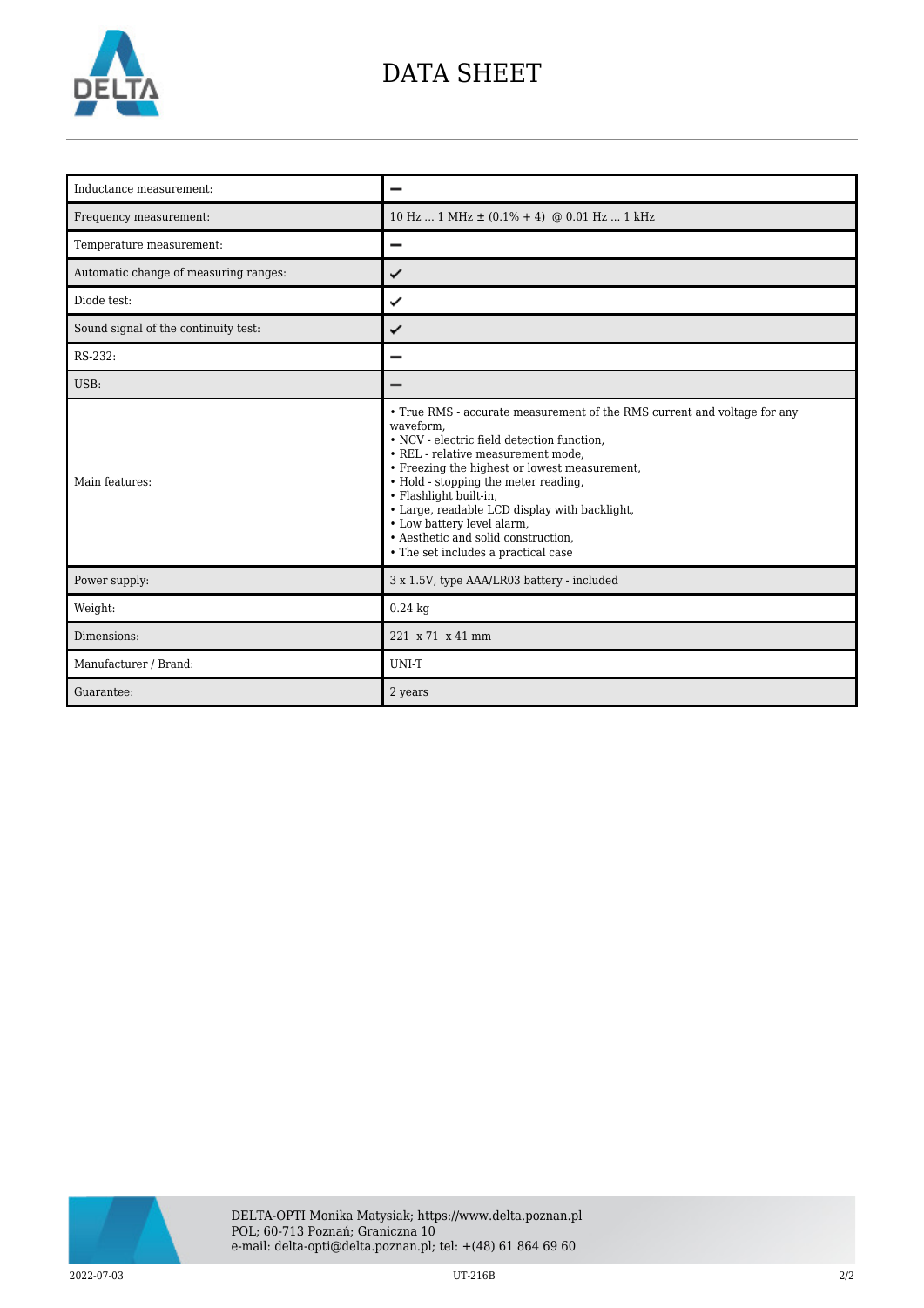# DATA SHEET

| | |
|---|---|
| Inductance measurement: | ➖ |
| Frequency measurement: | 10 Hz ... 1 MHz ± (0.1% + 4) @ 0.01 Hz ... 1 kHz |
| Temperature measurement: | ➖ |
| Automatic change of measuring ranges: | ✔ |
| Diode test: | ✔ |
| Sound signal of the continuity test: | ✔ |
| RS-232: | ➖ |
| USB: | ➖ |
| Main features: | • True RMS - accurate measurement of the RMS current and voltage for any waveform,<br>• NCV - electric field detection function,<br>• REL - relative measurement mode,<br>• Freezing the highest or lowest measurement,<br>• Hold - stopping the meter reading,<br>• Flashlight built-in,<br>• Large, readable LCD display with backlight,<br>• Low battery level alarm,<br>• Aesthetic and solid construction,<br>• The set includes a practical case |
| Power supply: | 3 x 1.5V, type AAA/LR03 battery - included |
| Weight: | 0.24 kg |
| Dimensions: | 221 x 71 x 41 mm |
| Manufacturer / Brand: | UNI-T |
| Guarantee: | 2 years |

DELTA-OPTI Monika Matysiak; https://www.delta.poznan.pl
POL; 60-713 Poznań; Graniczna 10
e-mail: delta-opti@delta.poznan.pl; tel: +(48) 61 864 69 60

2022-07-03 UT-216B